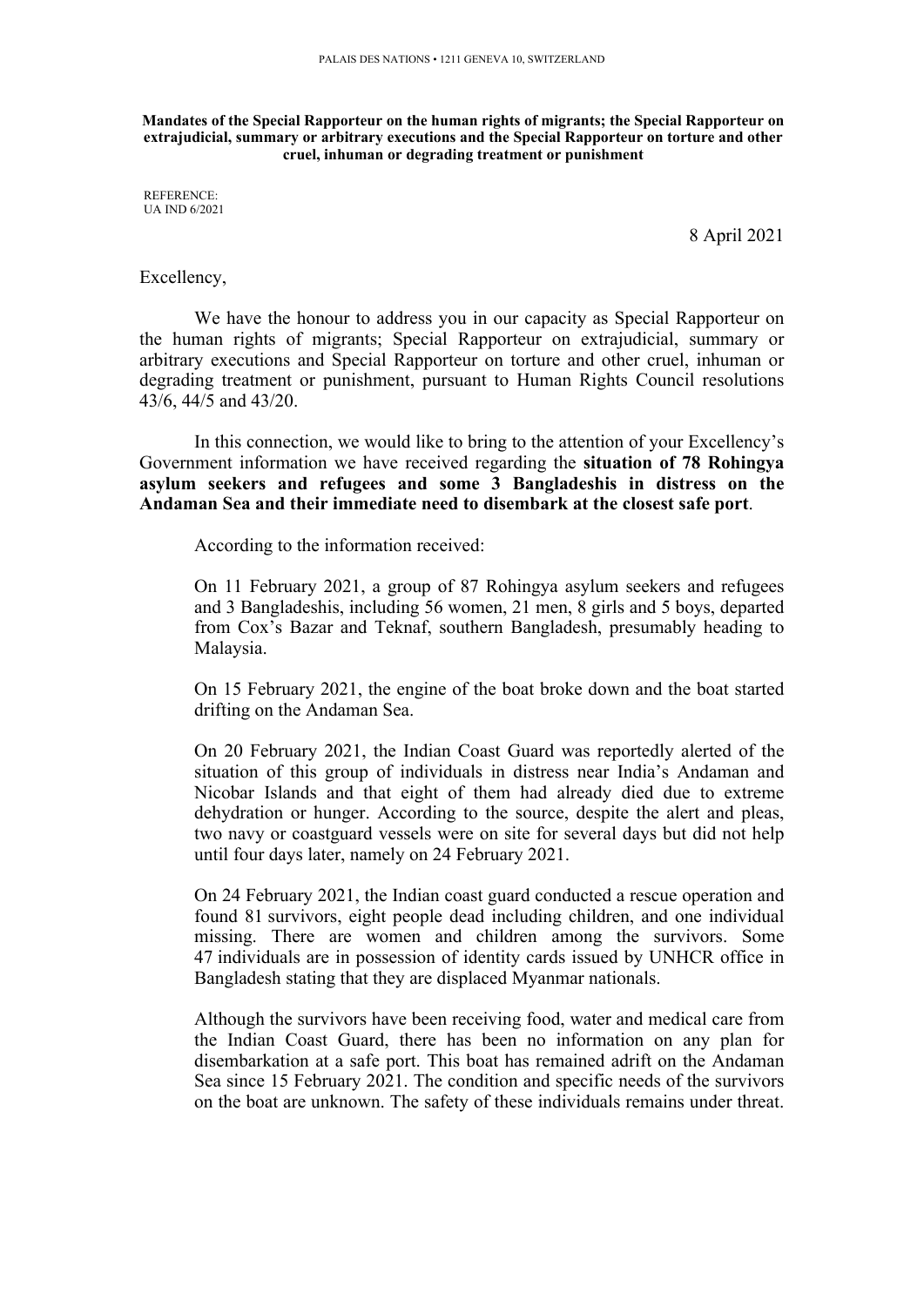PALAIS DES NATIONS • 1211 GENEVA 10, SWITZERLAND

**Mandates of the Special Rapporteur on the human rights of migrants; the Special Rapporteur on extrajudicial, summary or arbitrary executions and the Special Rapporteur on torture and other cruel, inhuman or degrading treatment or punishment**

REFERENCE:
UA IND 6/2021

8 April 2021

Excellency,

We have the honour to address you in our capacity as Special Rapporteur on the human rights of migrants; Special Rapporteur on extrajudicial, summary or arbitrary executions and Special Rapporteur on torture and other cruel, inhuman or degrading treatment or punishment, pursuant to Human Rights Council resolutions 43/6, 44/5 and 43/20.

In this connection, we would like to bring to the attention of your Excellency's Government information we have received regarding the **situation of 78 Rohingya asylum seekers and refugees and some 3 Bangladeshis in distress on the Andaman Sea and their immediate need to disembark at the closest safe port**.

According to the information received:

> On 11 February 2021, a group of 87 Rohingya asylum seekers and refugees and 3 Bangladeshis, including 56 women, 21 men, 8 girls and 5 boys, departed from Cox's Bazar and Teknaf, southern Bangladesh, presumably heading to Malaysia.
>
> On 15 February 2021, the engine of the boat broke down and the boat started drifting on the Andaman Sea.
>
> On 20 February 2021, the Indian Coast Guard was reportedly alerted of the situation of this group of individuals in distress near India's Andaman and Nicobar Islands and that eight of them had already died due to extreme dehydration or hunger. According to the source, despite the alert and pleas, two navy or coastguard vessels were on site for several days but did not help until four days later, namely on 24 February 2021.
>
> On 24 February 2021, the Indian coast guard conducted a rescue operation and found 81 survivors, eight people dead including children, and one individual missing. There are women and children among the survivors. Some 47 individuals are in possession of identity cards issued by UNHCR office in Bangladesh stating that they are displaced Myanmar nationals.
>
> Although the survivors have been receiving food, water and medical care from the Indian Coast Guard, there has been no information on any plan for disembarkation at a safe port. This boat has remained adrift on the Andaman Sea since 15 February 2021. The condition and specific needs of the survivors on the boat are unknown. The safety of these individuals remains under threat.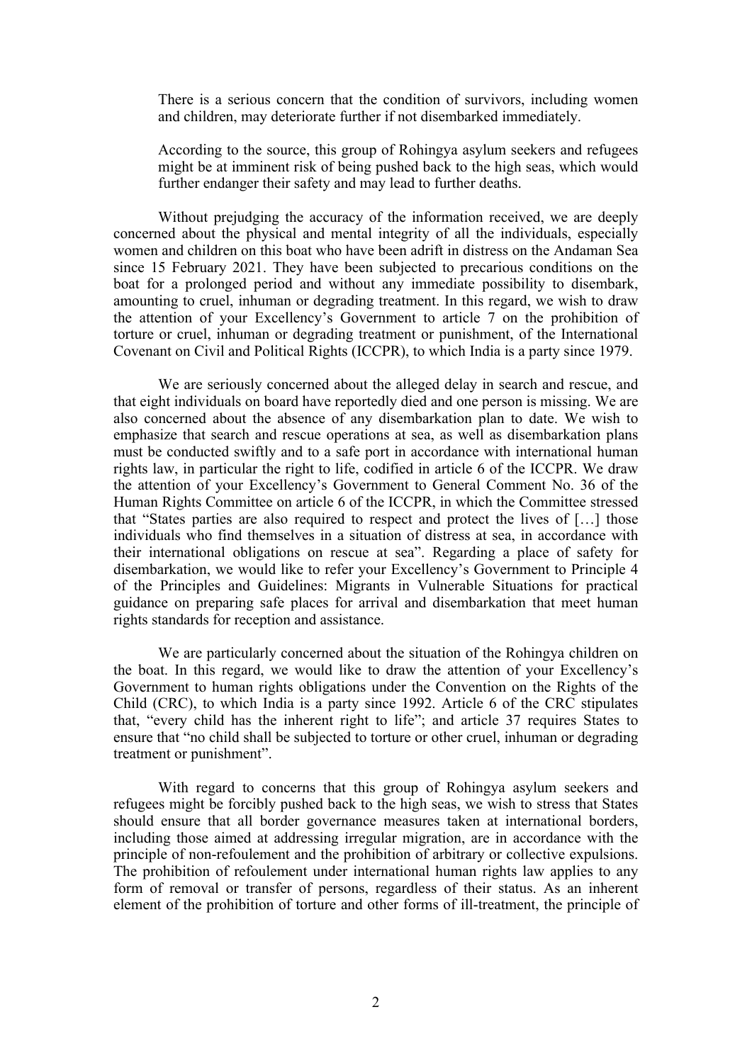There is a serious concern that the condition of survivors, including women and children, may deteriorate further if not disembarked immediately.

According to the source, this group of Rohingya asylum seekers and refugees might be at imminent risk of being pushed back to the high seas, which would further endanger their safety and may lead to further deaths.

Without prejudging the accuracy of the information received, we are deeply concerned about the physical and mental integrity of all the individuals, especially women and children on this boat who have been adrift in distress on the Andaman Sea since 15 February 2021. They have been subjected to precarious conditions on the boat for a prolonged period and without any immediate possibility to disembark, amounting to cruel, inhuman or degrading treatment. In this regard, we wish to draw the attention of your Excellency's Government to article 7 on the prohibition of torture or cruel, inhuman or degrading treatment or punishment, of the International Covenant on Civil and Political Rights (ICCPR), to which India is a party since 1979.

We are seriously concerned about the alleged delay in search and rescue, and that eight individuals on board have reportedly died and one person is missing. We are also concerned about the absence of any disembarkation plan to date. We wish to emphasize that search and rescue operations at sea, as well as disembarkation plans must be conducted swiftly and to a safe port in accordance with international human rights law, in particular the right to life, codified in article 6 of the ICCPR. We draw the attention of your Excellency's Government to General Comment No. 36 of the Human Rights Committee on article 6 of the ICCPR, in which the Committee stressed that "States parties are also required to respect and protect the lives of […] those individuals who find themselves in a situation of distress at sea, in accordance with their international obligations on rescue at sea". Regarding a place of safety for disembarkation, we would like to refer your Excellency's Government to Principle 4 of the Principles and Guidelines: Migrants in Vulnerable Situations for practical guidance on preparing safe places for arrival and disembarkation that meet human rights standards for reception and assistance.

We are particularly concerned about the situation of the Rohingya children on the boat. In this regard, we would like to draw the attention of your Excellency's Government to human rights obligations under the Convention on the Rights of the Child (CRC), to which India is a party since 1992. Article 6 of the CRC stipulates that, "every child has the inherent right to life"; and article 37 requires States to ensure that "no child shall be subjected to torture or other cruel, inhuman or degrading treatment or punishment".

With regard to concerns that this group of Rohingya asylum seekers and refugees might be forcibly pushed back to the high seas, we wish to stress that States should ensure that all border governance measures taken at international borders, including those aimed at addressing irregular migration, are in accordance with the principle of non-refoulement and the prohibition of arbitrary or collective expulsions. The prohibition of refoulement under international human rights law applies to any form of removal or transfer of persons, regardless of their status. As an inherent element of the prohibition of torture and other forms of ill-treatment, the principle of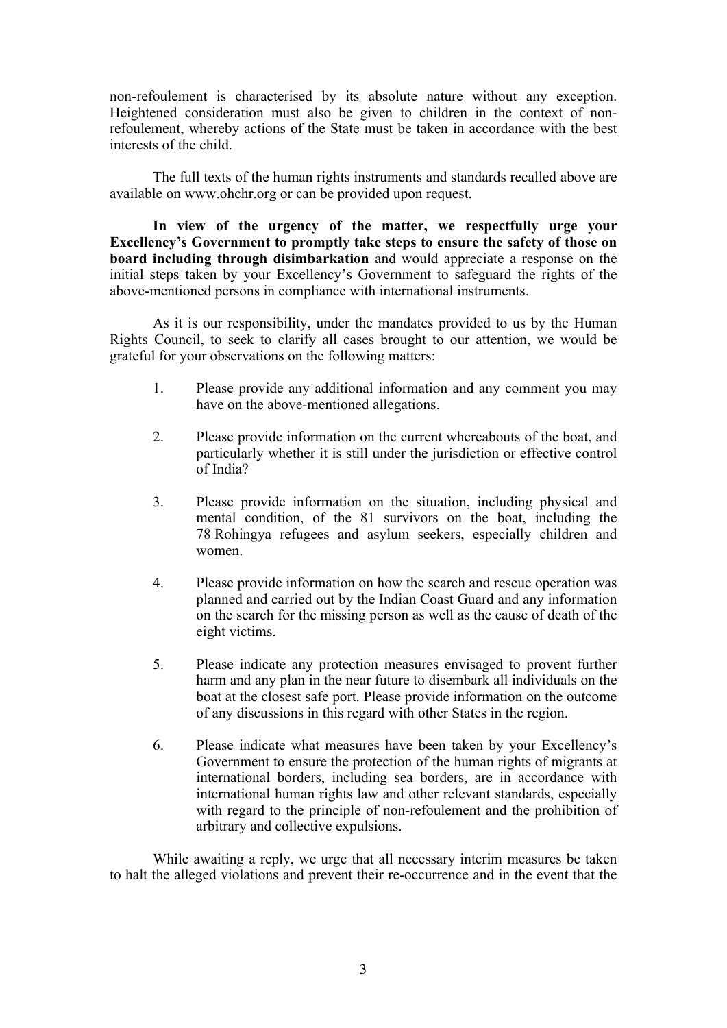non-refoulement is characterised by its absolute nature without any exception. Heightened consideration must also be given to children in the context of non-refoulement, whereby actions of the State must be taken in accordance with the best interests of the child.

The full texts of the human rights instruments and standards recalled above are available on www.ohchr.org or can be provided upon request.

**In view of the urgency of the matter, we respectfully urge your Excellency's Government to promptly take steps to ensure the safety of those on board including through disimbarkation** and would appreciate a response on the initial steps taken by your Excellency's Government to safeguard the rights of the above-mentioned persons in compliance with international instruments.

As it is our responsibility, under the mandates provided to us by the Human Rights Council, to seek to clarify all cases brought to our attention, we would be grateful for your observations on the following matters:

1. Please provide any additional information and any comment you may have on the above-mentioned allegations.

2. Please provide information on the current whereabouts of the boat, and particularly whether it is still under the jurisdiction or effective control of India?

3. Please provide information on the situation, including physical and mental condition, of the 81 survivors on the boat, including the 78 Rohingya refugees and asylum seekers, especially children and women.

4. Please provide information on how the search and rescue operation was planned and carried out by the Indian Coast Guard and any information on the search for the missing person as well as the cause of death of the eight victims.

5. Please indicate any protection measures envisaged to provent further harm and any plan in the near future to disembark all individuals on the boat at the closest safe port. Please provide information on the outcome of any discussions in this regard with other States in the region.

6. Please indicate what measures have been taken by your Excellency's Government to ensure the protection of the human rights of migrants at international borders, including sea borders, are in accordance with international human rights law and other relevant standards, especially with regard to the principle of non-refoulement and the prohibition of arbitrary and collective expulsions.

While awaiting a reply, we urge that all necessary interim measures be taken to halt the alleged violations and prevent their re-occurrence and in the event that the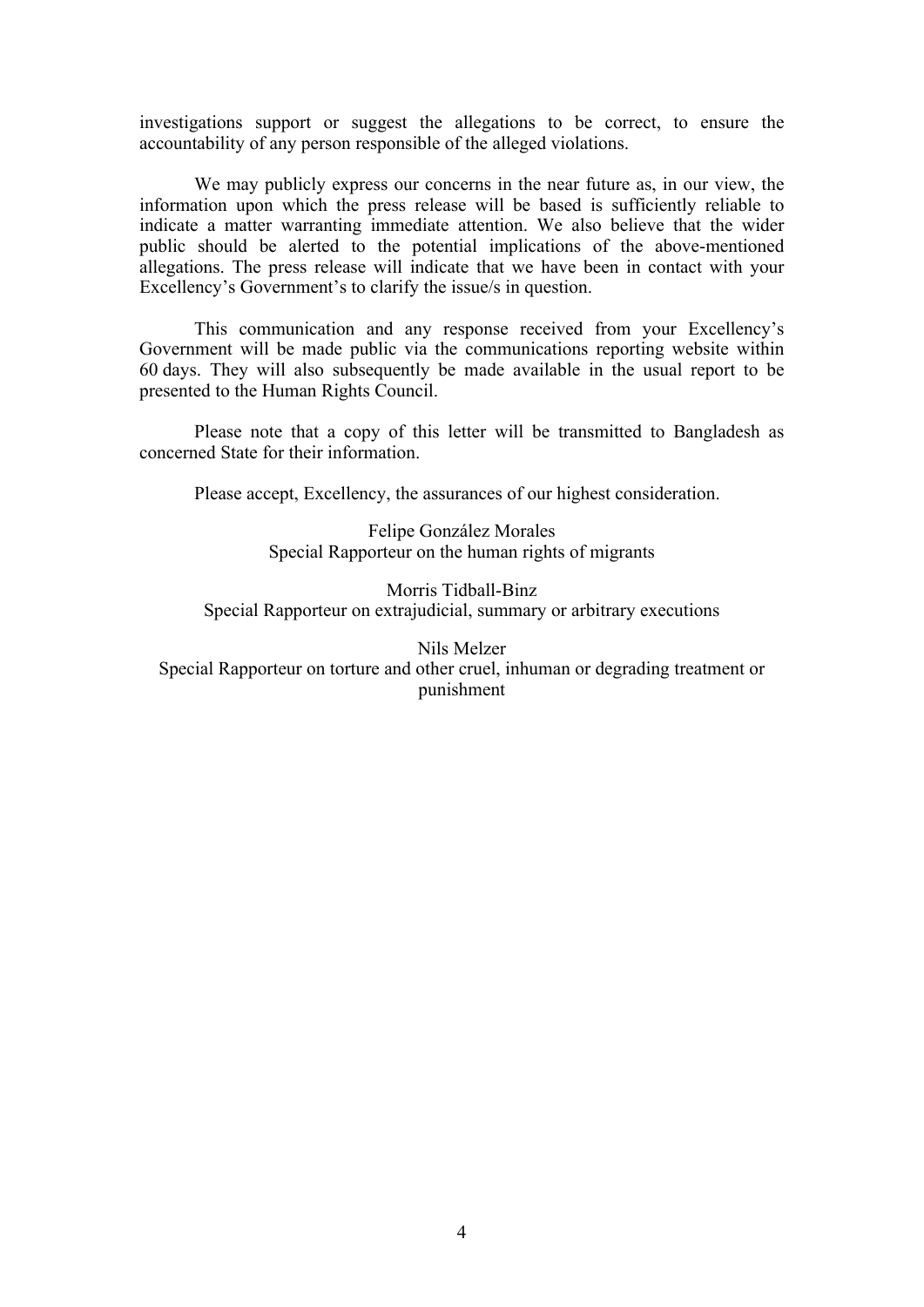investigations support or suggest the allegations to be correct, to ensure the accountability of any person responsible of the alleged violations.

We may publicly express our concerns in the near future as, in our view, the information upon which the press release will be based is sufficiently reliable to indicate a matter warranting immediate attention. We also believe that the wider public should be alerted to the potential implications of the above-mentioned allegations. The press release will indicate that we have been in contact with your Excellency's Government's to clarify the issue/s in question.

This communication and any response received from your Excellency's Government will be made public via the communications reporting website within 60 days. They will also subsequently be made available in the usual report to be presented to the Human Rights Council.

Please note that a copy of this letter will be transmitted to Bangladesh as concerned State for their information.

Please accept, Excellency, the assurances of our highest consideration.

Felipe González Morales
Special Rapporteur on the human rights of migrants

Morris Tidball-Binz
Special Rapporteur on extrajudicial, summary or arbitrary executions

Nils Melzer
Special Rapporteur on torture and other cruel, inhuman or degrading treatment or punishment